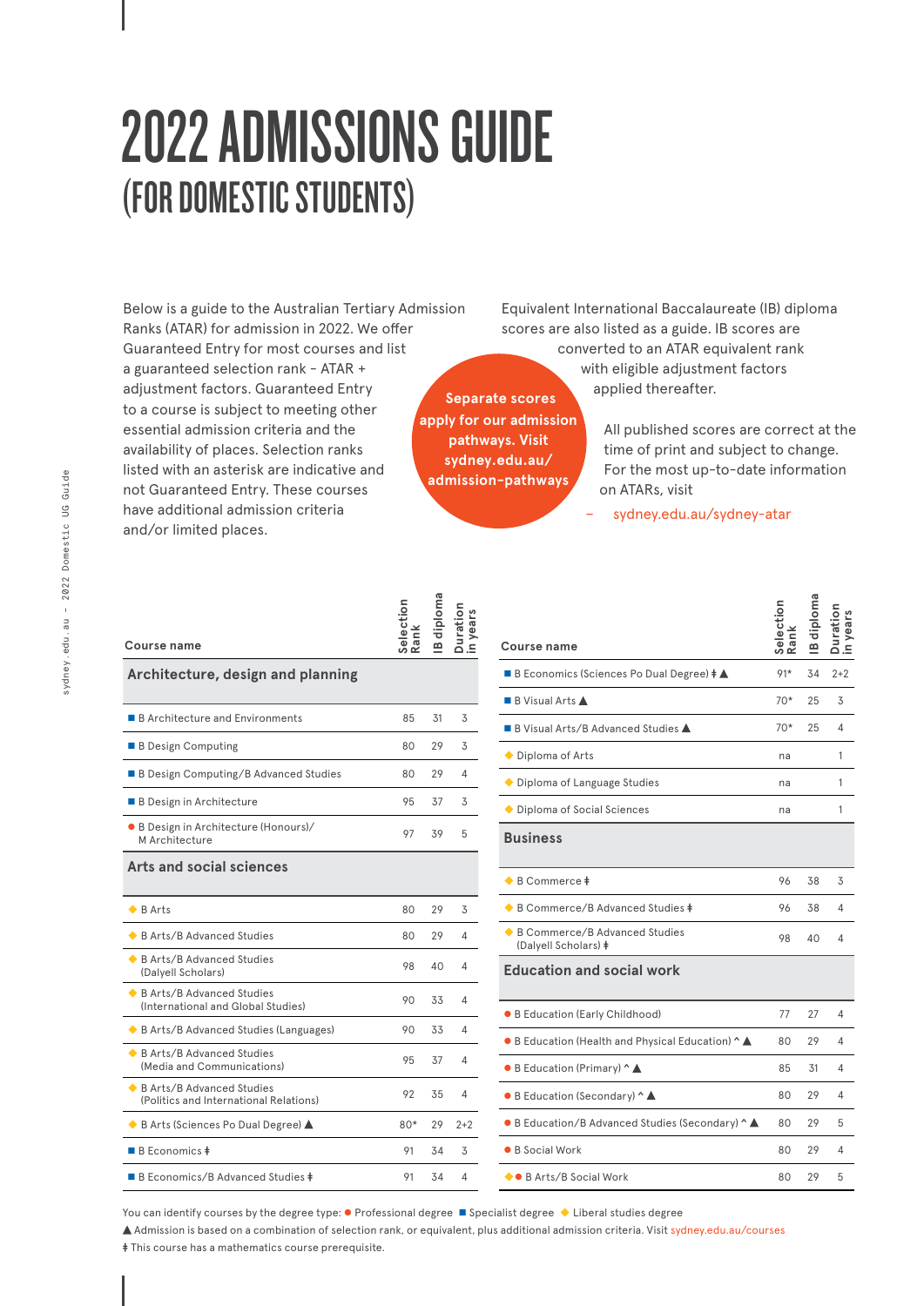# 2022 ADMISSIONS GUIDE
## (FOR DOMESTIC STUDENTS)

Below is a guide to the Australian Tertiary Admission Ranks (ATAR) for admission in 2022. We offer Guaranteed Entry for most courses and list a guaranteed selection rank - ATAR + adjustment factors. Guaranteed Entry to a course is subject to meeting other essential admission criteria and the availability of places. Selection ranks listed with an asterisk are indicative and not Guaranteed Entry. These courses have additional admission criteria and/or limited places.

Equivalent International Baccalaureate (IB) diploma scores are also listed as a guide. IB scores are converted to an ATAR equivalent rank with eligible adjustment factors applied thereafter.

**Separate scores apply for our admission pathways. Visit sydney.edu.au/admission-pathways**

All published scores are correct at the time of print and subject to change. For the most up-to-date information on ATARs, visit

– sydney.edu.au/sydney-atar

| Course name | Selection Rank | IB diploma | Duration in years |
|---|---|---|---|
| **Architecture, design and planning** | | | |
| ■ B Architecture and Environments | 85 | 31 | 3 |
| ■ B Design Computing | 80 | 29 | 3 |
| ■ B Design Computing/B Advanced Studies | 80 | 29 | 4 |
| ■ B Design in Architecture | 95 | 37 | 3 |
| ● B Design in Architecture (Honours)/ M Architecture | 97 | 39 | 5 |
| **Arts and social sciences** | | | |
| ◆ B Arts | 80 | 29 | 3 |
| ◆ B Arts/B Advanced Studies | 80 | 29 | 4 |
| ◆ B Arts/B Advanced Studies (Dalyell Scholars) | 98 | 40 | 4 |
| ◆ B Arts/B Advanced Studies (International and Global Studies) | 90 | 33 | 4 |
| ◆ B Arts/B Advanced Studies (Languages) | 90 | 33 | 4 |
| ◆ B Arts/B Advanced Studies (Media and Communications) | 95 | 37 | 4 |
| ◆ B Arts/B Advanced Studies (Politics and International Relations) | 92 | 35 | 4 |
| ◆ B Arts (Sciences Po Dual Degree) ▲ | 80* | 29 | 2+2 |
| ■ B Economics ǂ | 91 | 34 | 3 |
| ■ B Economics/B Advanced Studies ǂ | 91 | 34 | 4 |
| ■ B Economics (Sciences Po Dual Degree) ǂ ▲ | 91* | 34 | 2+2 |
| ■ B Visual Arts ▲ | 70* | 25 | 3 |
| ■ B Visual Arts/B Advanced Studies ▲ | 70* | 25 | 4 |
| ◆ Diploma of Arts | na | | 1 |
| ◆ Diploma of Language Studies | na | | 1 |
| ◆ Diploma of Social Sciences | na | | 1 |
| **Business** | | | |
| ◆ B Commerce ǂ | 96 | 38 | 3 |
| ◆ B Commerce/B Advanced Studies ǂ | 96 | 38 | 4 |
| ◆ B Commerce/B Advanced Studies (Dalyell Scholars) ǂ | 98 | 40 | 4 |
| **Education and social work** | | | |
| ● B Education (Early Childhood) | 77 | 27 | 4 |
| ● B Education (Health and Physical Education) ^ ▲ | 80 | 29 | 4 |
| ● B Education (Primary) ^ ▲ | 85 | 31 | 4 |
| ● B Education (Secondary) ^ ▲ | 80 | 29 | 4 |
| ● B Education/B Advanced Studies (Secondary) ^ ▲ | 80 | 29 | 5 |
| ● B Social Work | 80 | 29 | 4 |
| ◆● B Arts/B Social Work | 80 | 29 | 5 |

You can identify courses by the degree type: ● Professional degree ■ Specialist degree ◆ Liberal studies degree

▲ Admission is based on a combination of selection rank, or equivalent, plus additional admission criteria. Visit sydney.edu.au/courses

ǂ This course has a mathematics course prerequisite.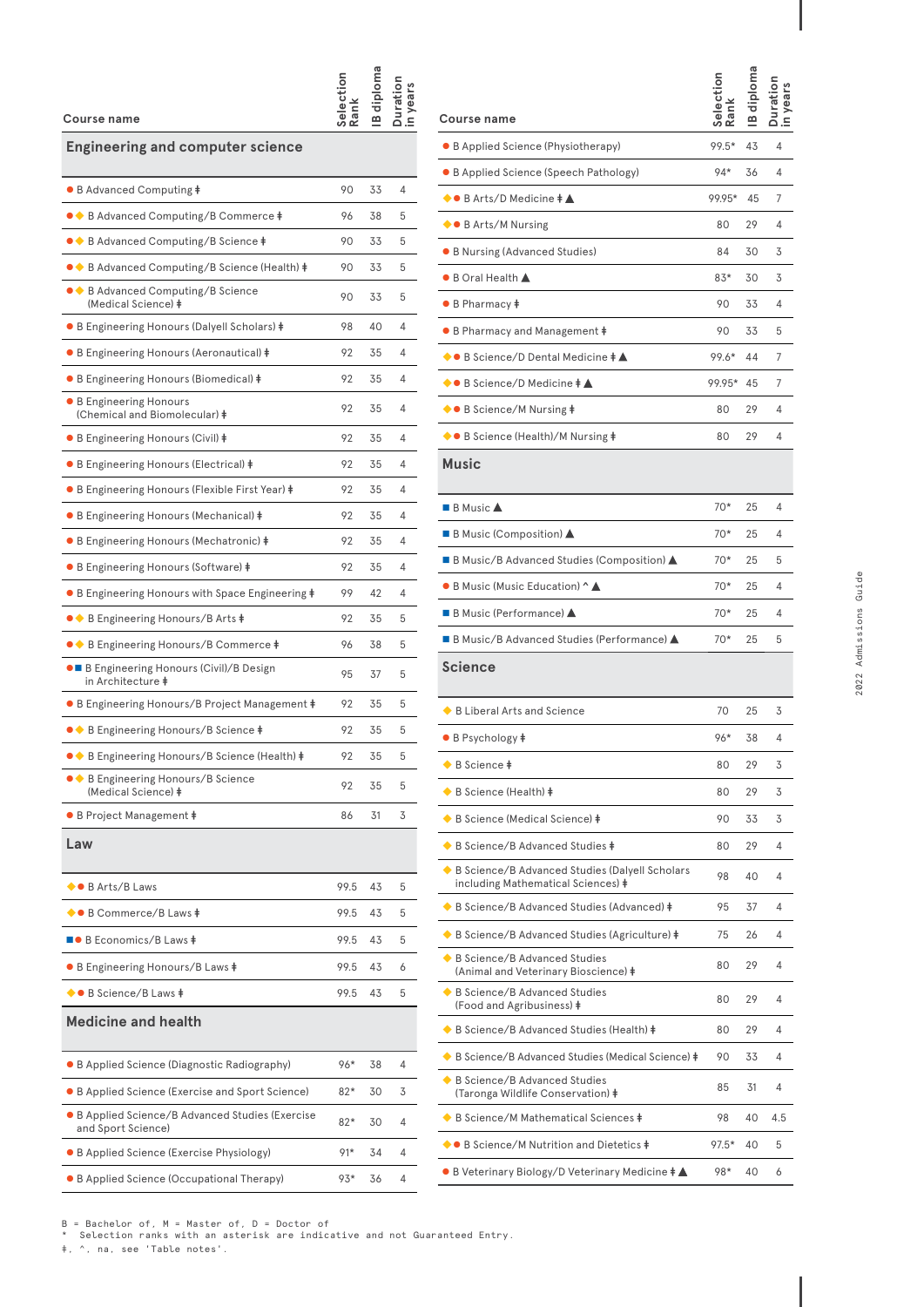| Course name | Selection Rank | IB diploma | Duration in years |
|---|---|---|---|
| **Engineering and computer science** | | | |
| ● B Advanced Computing ǂ | 90 | 33 | 4 |
| ●◆ B Advanced Computing/B Commerce ǂ | 96 | 38 | 5 |
| ●◆ B Advanced Computing/B Science ǂ | 90 | 33 | 5 |
| ●◆ B Advanced Computing/B Science (Health) ǂ | 90 | 33 | 5 |
| ●◆ B Advanced Computing/B Science (Medical Science) ǂ | 90 | 33 | 5 |
| ● B Engineering Honours (Dalyell Scholars) ǂ | 98 | 40 | 4 |
| ● B Engineering Honours (Aeronautical) ǂ | 92 | 35 | 4 |
| ● B Engineering Honours (Biomedical) ǂ | 92 | 35 | 4 |
| ● B Engineering Honours (Chemical and Biomolecular) ǂ | 92 | 35 | 4 |
| ● B Engineering Honours (Civil) ǂ | 92 | 35 | 4 |
| ● B Engineering Honours (Electrical) ǂ | 92 | 35 | 4 |
| ● B Engineering Honours (Flexible First Year) ǂ | 92 | 35 | 4 |
| ● B Engineering Honours (Mechanical) ǂ | 92 | 35 | 4 |
| ● B Engineering Honours (Mechatronic) ǂ | 92 | 35 | 4 |
| ● B Engineering Honours (Software) ǂ | 92 | 35 | 4 |
| ● B Engineering Honours with Space Engineering ǂ | 99 | 42 | 4 |
| ●◆ B Engineering Honours/B Arts ǂ | 92 | 35 | 5 |
| ●◆ B Engineering Honours/B Commerce ǂ | 96 | 38 | 5 |
| ●■ B Engineering Honours (Civil)/B Design in Architecture ǂ | 95 | 37 | 5 |
| ● B Engineering Honours/B Project Management ǂ | 92 | 35 | 5 |
| ●◆ B Engineering Honours/B Science ǂ | 92 | 35 | 5 |
| ●◆ B Engineering Honours/B Science (Health) ǂ | 92 | 35 | 5 |
| ●◆ B Engineering Honours/B Science (Medical Science) ǂ | 92 | 35 | 5 |
| ● B Project Management ǂ | 86 | 31 | 3 |
| **Law** | | | |
| ◆● B Arts/B Laws | 99.5 | 43 | 5 |
| ◆● B Commerce/B Laws ǂ | 99.5 | 43 | 5 |
| ■● B Economics/B Laws ǂ | 99.5 | 43 | 5 |
| ● B Engineering Honours/B Laws ǂ | 99.5 | 43 | 6 |
| ◆● B Science/B Laws ǂ | 99.5 | 43 | 5 |
| **Medicine and health** | | | |
| ● B Applied Science (Diagnostic Radiography) | 96* | 38 | 4 |
| ● B Applied Science (Exercise and Sport Science) | 82* | 30 | 3 |
| ● B Applied Science/B Advanced Studies (Exercise and Sport Science) | 82* | 30 | 4 |
| ● B Applied Science (Exercise Physiology) | 91* | 34 | 4 |
| ● B Applied Science (Occupational Therapy) | 93* | 36 | 4 |
| ● B Applied Science (Physiotherapy) | 99.5* | 43 | 4 |
| ● B Applied Science (Speech Pathology) | 94* | 36 | 4 |
| ◆● B Arts/D Medicine ǂ ▲ | 99.95* | 45 | 7 |
| ◆● B Arts/M Nursing | 80 | 29 | 4 |
| ● B Nursing (Advanced Studies) | 84 | 30 | 3 |
| ● B Oral Health ▲ | 83* | 30 | 3 |
| ● B Pharmacy ǂ | 90 | 33 | 4 |
| ● B Pharmacy and Management ǂ | 90 | 33 | 5 |
| ◆● B Science/D Dental Medicine ǂ ▲ | 99.6* | 44 | 7 |
| ◆● B Science/D Medicine ǂ ▲ | 99.95* | 45 | 7 |
| ◆● B Science/M Nursing ǂ | 80 | 29 | 4 |
| ◆● B Science (Health)/M Nursing ǂ | 80 | 29 | 4 |
| **Music** | | | |
| ■ B Music ▲ | 70* | 25 | 4 |
| ■ B Music (Composition) ▲ | 70* | 25 | 4 |
| ■ B Music/B Advanced Studies (Composition) ▲ | 70* | 25 | 5 |
| ● B Music (Music Education) ^ ▲ | 70* | 25 | 4 |
| ■ B Music (Performance) ▲ | 70* | 25 | 4 |
| ■ B Music/B Advanced Studies (Performance) ▲ | 70* | 25 | 5 |
| **Science** | | | |
| ◆ B Liberal Arts and Science | 70 | 25 | 3 |
| ● B Psychology ǂ | 96* | 38 | 4 |
| ◆ B Science ǂ | 80 | 29 | 3 |
| ◆ B Science (Health) ǂ | 80 | 29 | 3 |
| ◆ B Science (Medical Science) ǂ | 90 | 33 | 3 |
| ◆ B Science/B Advanced Studies ǂ | 80 | 29 | 4 |
| ◆ B Science/B Advanced Studies (Dalyell Scholars including Mathematical Sciences) ǂ | 98 | 40 | 4 |
| ◆ B Science/B Advanced Studies (Advanced) ǂ | 95 | 37 | 4 |
| ◆ B Science/B Advanced Studies (Agriculture) ǂ | 75 | 26 | 4 |
| ◆ B Science/B Advanced Studies (Animal and Veterinary Bioscience) ǂ | 80 | 29 | 4 |
| ◆ B Science/B Advanced Studies (Food and Agribusiness) ǂ | 80 | 29 | 4 |
| ◆ B Science/B Advanced Studies (Health) ǂ | 80 | 29 | 4 |
| ◆ B Science/B Advanced Studies (Medical Science) ǂ | 90 | 33 | 4 |
| ◆ B Science/B Advanced Studies (Taronga Wildlife Conservation) ǂ | 85 | 31 | 4 |
| ◆ B Science/M Mathematical Sciences ǂ | 98 | 40 | 4.5 |
| ◆● B Science/M Nutrition and Dietetics ǂ | 97.5* | 40 | 5 |
| ● B Veterinary Biology/D Veterinary Medicine ǂ ▲ | 98* | 40 | 6 |

B = Bachelor of, M = Master of, D = Doctor of
* Selection ranks with an asterisk are indicative and not Guaranteed Entry.
ǂ, ^, na, see 'Table notes'.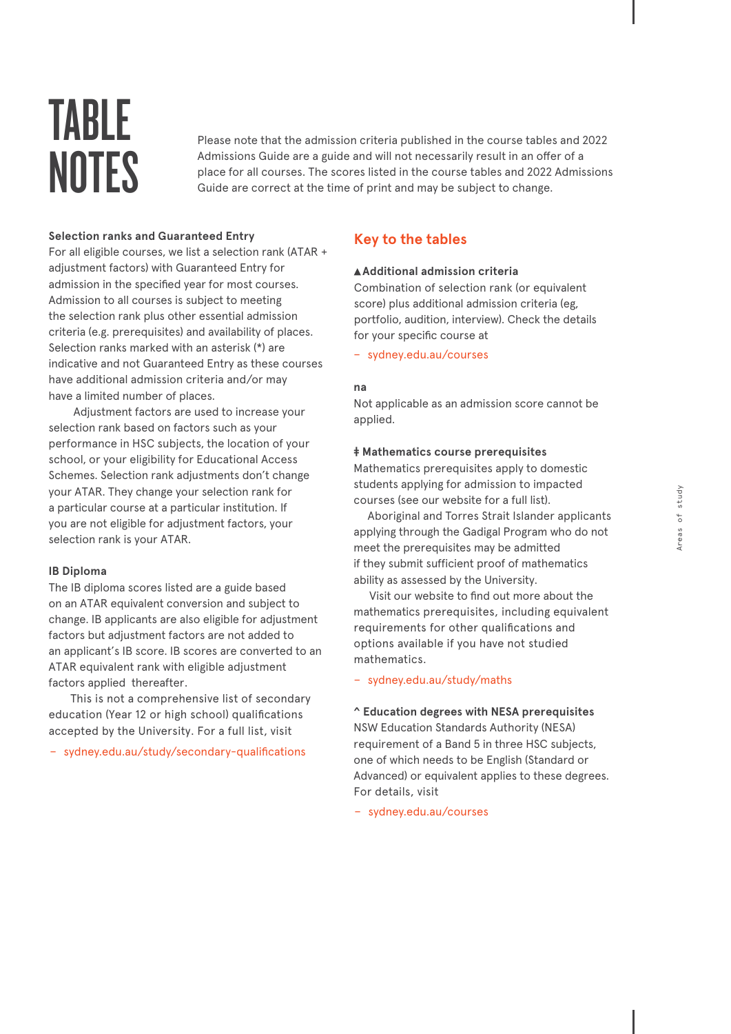# TABLE NOTES

Please note that the admission criteria published in the course tables and 2022 Admissions Guide are a guide and will not necessarily result in an offer of a place for all courses. The scores listed in the course tables and 2022 Admissions Guide are correct at the time of print and may be subject to change.

**Selection ranks and Guaranteed Entry**

For all eligible courses, we list a selection rank (ATAR + adjustment factors) with Guaranteed Entry for admission in the specified year for most courses. Admission to all courses is subject to meeting the selection rank plus other essential admission criteria (e.g. prerequisites) and availability of places. Selection ranks marked with an asterisk (*) are indicative and not Guaranteed Entry as these courses have additional admission criteria and/or may have a limited number of places.

Adjustment factors are used to increase your selection rank based on factors such as your performance in HSC subjects, the location of your school, or your eligibility for Educational Access Schemes. Selection rank adjustments don't change your ATAR. They change your selection rank for a particular course at a particular institution. If you are not eligible for adjustment factors, your selection rank is your ATAR.

**IB Diploma**

The IB diploma scores listed are a guide based on an ATAR equivalent conversion and subject to change. IB applicants are also eligible for adjustment factors but adjustment factors are not added to an applicant's IB score. IB scores are converted to an ATAR equivalent rank with eligible adjustment factors applied thereafter.

This is not a comprehensive list of secondary education (Year 12 or high school) qualifications accepted by the University. For a full list, visit

– sydney.edu.au/study/secondary-qualifications

## Key to the tables

**▲Additional admission criteria**

Combination of selection rank (or equivalent score) plus additional admission criteria (eg, portfolio, audition, interview). Check the details for your specific course at

– sydney.edu.au/courses

**na**

Not applicable as an admission score cannot be applied.

**ǂ Mathematics course prerequisites**

Mathematics prerequisites apply to domestic students applying for admission to impacted courses (see our website for a full list).

Aboriginal and Torres Strait Islander applicants applying through the Gadigal Program who do not meet the prerequisites may be admitted if they submit sufficient proof of mathematics ability as assessed by the University.

Visit our website to find out more about the mathematics prerequisites, including equivalent requirements for other qualifications and options available if you have not studied mathematics.

– sydney.edu.au/study/maths

**^ Education degrees with NESA prerequisites**

NSW Education Standards Authority (NESA) requirement of a Band 5 in three HSC subjects, one of which needs to be English (Standard or Advanced) or equivalent applies to these degrees. For details, visit

– sydney.edu.au/courses